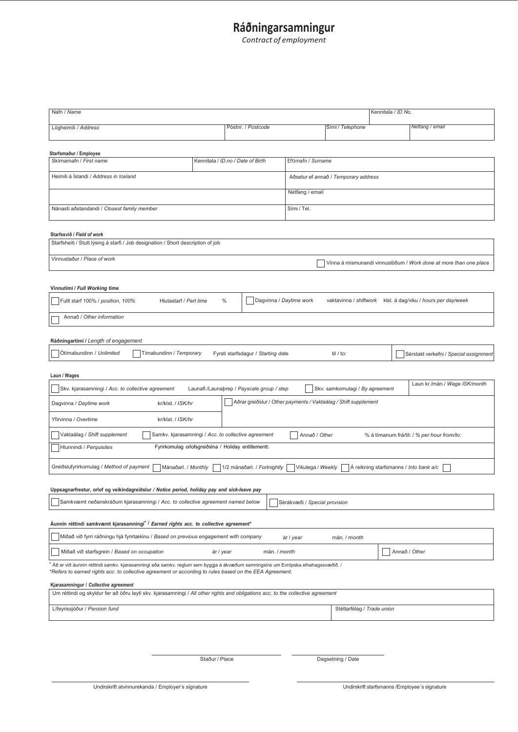# Ráðningarsamningur

*Contract of employment*

| Nafn / *Name* | | | Kennitala / *ID No.* |
|---|---|---|---|
| Lögheimili / *Address* | Póstnr. / *Postcode* | Sími / *Telephone* | Netfang / *email* |

**Starfsmaður / Employee**

| Skírnarnafn / *First name* | Kennitala / *ID.no / Date of Birth* | Eftirnafn / *Surname* |
|---|---|---|
| Heimili á Íslandi / *Address in Iceland* | | Aðsetur ef annað / *Temporary address* |
| | | Netfang / email |
| Nánasti aðstandandi / *Closest family member* | | Sími / Tel. |

**Starfssvið / *Field of work***

| Starfsheiti / Stutt lýsing á starfi / Job designation / Short description of job | |
|---|---|
| Vinnustaður / *Place of work* | ☐ Vinna á mismunandi vinnustöðum / *Work done at more than one place* |

**Vinnutími / *Full Working time***

| ☐ Fullt starf 100% / *position, 100%* Hlutastarf / *Part time* % | ☐ Dagvinna / *Daytime work* vaktavinna / *shiftwork* klst. á dag/viku / *hours per day/week* |
|---|---|
| ☐ Annað / *Other information* | |

**Ráðningartími / *Length of engagement***

| ☐ Ótímabundinn / *Unlimited* | ☐ Tímabundinn / *Temporary* | Fyrsti starfsdagur / *Starting date* | til / to: | ☐ Sérstakt verkefni / *Special assignment* |
|---|---|---|---|---|

**Laun / Wages**

| ☐ Skv. kjarasamningi / *Acc. to collective agreement* Launafl./Launaþrep / *Payscale group / step* | ☐ Skv. samkomulagi / *By agreement* | Laun kr./mán./ *Wage ISK/month* |
|---|---|---|
| Dagvinna / *Daytime work* kr/klst. / *ISK/hr* | ☐ Aðrar greiðslur / *Other payments / Vaktaálag / Shift supplement* | |
| Yfirvinna / *Overtime* kr/klst. / *ISK/hr* | | |
| ☐ Vaktaálag / *Shift supplement* ☐ Samkv. kjarasamningi / *Acc. to collective agreement* | ☐ Annað / *Other* | % á tímanum frá/til: / *% per hour from/to:* |
| ☐ Hlunnindi / *Perquisites* Fyrirkomulag orlofsgreiðslna / Holiday entitlementt: | | |
| Greiðslufyrirkomulag / *Method of payment* ☐ Mánaðarl. / *Monthly* ☐ 1/2 mánaðarl. / *Fortnightly* | ☐ Vikulega / *Weekly* ☐ Á reikning starfsmanns / *Into bank a/c* ☐ | |

**Uppsagnarfrestur, orlof og veikindagreiðslur / *Notice period, holiday pay and sick-leave pay***

| ☐ Samkvæmt neðanskráðum kjarasamningi / *Acc. to collective agreement named below* | ☐ Sérákvæði / *Special provision* |
|---|---|

**Áunnin réttindi samkvæmt kjarasamningi* / *Earned rights acc. to collective agreement****

| ☐ Miðað við fyrri ráðningu hjá fyrirtækinu / *Based on previous engagement with company* | ár / *year* | mán. / *month* | |
|---|---|---|---|
| ☐ Miðað við starfsgrein / *Based on occupation* | ár / *year* | mán. / *month* | ☐ Annað / *Other* |

\* Átt er við áunnin réttindi samkv. kjarasamningi eða samkv. reglum sem byggja á ákvæðum samningsins um Evrópska efnahagssvæðið. /
**Refers to earned rights acc. to collective agreement or according to rules based on the EEA Agreement.*

**Kjarasamningur / *Collective agreement***

| Um réttindi og skyldur fer að öðru leyti skv. kjarasamningi / *All other rights and obligations acc. to the collective agreement* | |
|---|---|
| Lífeyrissjóður / *Pension fund* | Stéttarfélag / *Trade union* |

\_\_\_\_\_\_\_\_\_\_\_\_\_\_\_\_\_\_\_\_\_\_\_\_\_\_ \_\_\_\_\_\_\_\_\_\_\_\_\_\_\_\_\_\_\_\_

Staður / Place Dagsetning / Date

\_\_\_\_\_\_\_\_\_\_\_\_\_\_\_\_\_\_\_\_\_\_\_\_\_\_ \_\_\_\_\_\_\_\_\_\_\_\_\_\_\_\_\_\_\_\_\_\_\_\_\_\_

Undirskrift atvinnurekanda / Employer's signature Undirskrift starfsmanns /Employee´s signature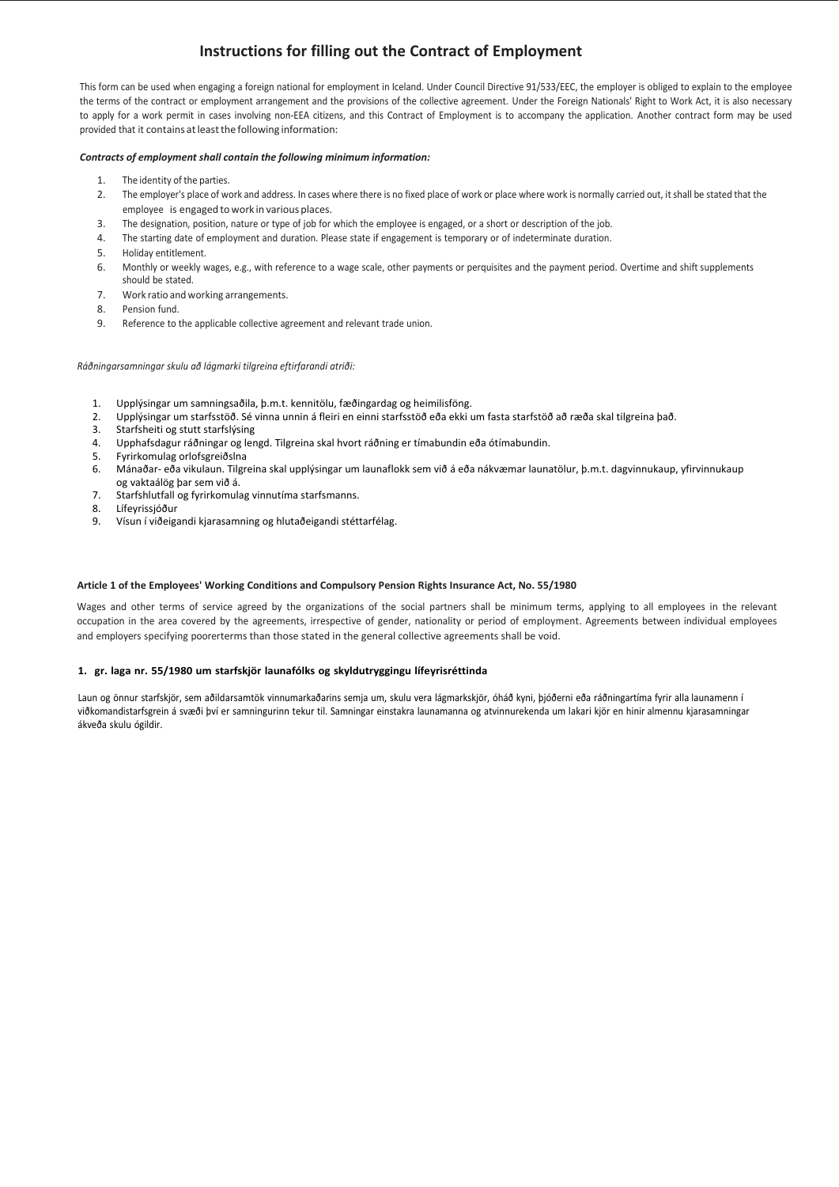# Instructions for filling out the Contract of Employment

This form can be used when engaging a foreign national for employment in Iceland. Under Council Directive 91/533/EEC, the employer is obliged to explain to the employee the terms of the contract or employment arrangement and the provisions of the collective agreement. Under the Foreign Nationals' Right to Work Act, it is also necessary to apply for a work permit in cases involving non-EEA citizens, and this Contract of Employment is to accompany the application. Another contract form may be used provided that it contains at least the following information:

***Contracts of employment shall contain the following minimum information:***

1. The identity of the parties.
2. The employer's place of work and address. In cases where there is no fixed place of work or place where work is normally carried out, it shall be stated that the employee is engaged to work in various places.
3. The designation, position, nature or type of job for which the employee is engaged, or a short or description of the job.
4. The starting date of employment and duration. Please state if engagement is temporary or of indeterminate duration.
5. Holiday entitlement.
6. Monthly or weekly wages, e.g., with reference to a wage scale, other payments or perquisites and the payment period. Overtime and shift supplements should be stated.
7. Work ratio and working arrangements.
8. Pension fund.
9. Reference to the applicable collective agreement and relevant trade union.

*Ráðningarsamningar skulu að lágmarki tilgreina eftirfarandi atriði:*

1. Upplýsingar um samningsaðila, þ.m.t. kennitölu, fæðingardag og heimilisföng.
2. Upplýsingar um starfsstöð. Sé vinna unnin á fleiri en einni starfsstöð eða ekki um fasta starfstöð að ræða skal tilgreina það.
3. Starfsheiti og stutt starfslýsing
4. Upphafsdagur ráðningar og lengd. Tilgreina skal hvort ráðning er tímabundin eða ótímabundin.
5. Fyrirkomulag orlofsgreiðslna
6. Mánaðar- eða vikulaun. Tilgreina skal upplýsingar um launaflokk sem við á eða nákvæmar launatölur, þ.m.t. dagvinnukaup, yfirvinnukaup og vaktaálög þar sem við á.
7. Starfshlutfall og fyrirkomulag vinnutíma starfsmanns.
8. Lífeyrissjóður
9. Vísun í viðeigandi kjarasamning og hlutaðeigandi stéttarfélag.

**Article 1 of the Employees' Working Conditions and Compulsory Pension Rights Insurance Act, No. 55/1980**

Wages and other terms of service agreed by the organizations of the social partners shall be minimum terms, applying to all employees in the relevant occupation in the area covered by the agreements, irrespective of gender, nationality or period of employment. Agreements between individual employees and employers specifying poorerterms than those stated in the general collective agreements shall be void.

**1. gr. laga nr. 55/1980 um starfskjör launafólks og skyldutryggingu lífeyrisréttinda**

Laun og önnur starfskjör, sem aðildarsamtök vinnumarkaðarins semja um, skulu vera lágmarkskjör, óháð kyni, þjóðerni eða ráðningartíma fyrir alla launamenn í viðkomandistarfsgrein á svæði því er samningurinn tekur til. Samningar einstakra launamanna og atvinnurekenda um lakari kjör en hinir almennu kjarasamningar ákveða skulu ógildir.